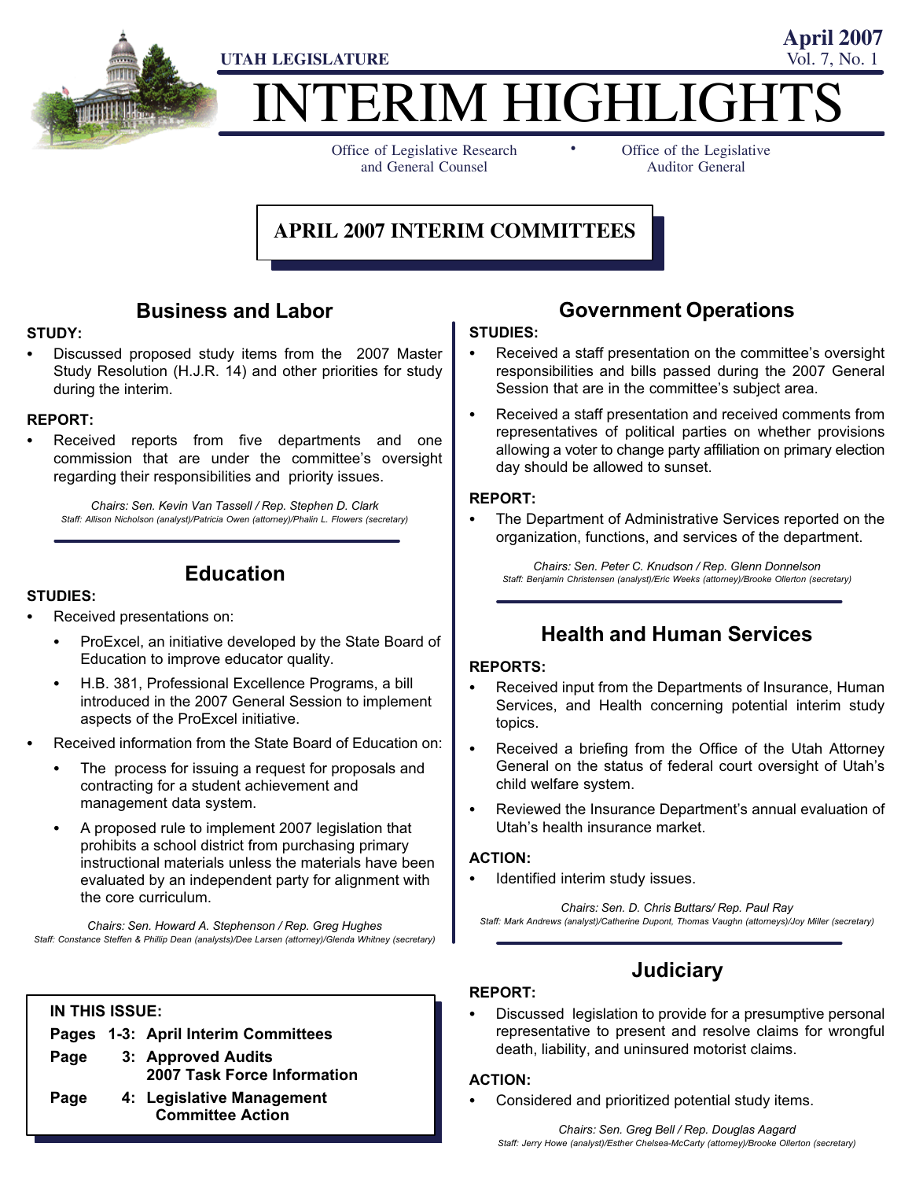UTAH LEGISLATURE

April 2007
Vol. 7, No. 1

# INTERIM HIGHLIGHTS

Office of Legislative Research and General Counsel • Office of the Legislative Auditor General

## APRIL 2007 INTERIM COMMITTEES

### Business and Labor

**STUDY:**

- Discussed proposed study items from the 2007 Master Study Resolution (H.J.R. 14) and other priorities for study during the interim.

**REPORT:**

- Received reports from five departments and one commission that are under the committee's oversight regarding their responsibilities and priority issues.

*Chairs: Sen. Kevin Van Tassell / Rep. Stephen D. Clark*
*Staff: Allison Nicholson (analyst)/Patricia Owen (attorney)/Phalin L. Flowers (secretary)*

### Education

**STUDIES:**

- Received presentations on:
  - ProExcel, an initiative developed by the State Board of Education to improve educator quality.
  - H.B. 381, Professional Excellence Programs, a bill introduced in the 2007 General Session to implement aspects of the ProExcel initiative.
- Received information from the State Board of Education on:
  - The process for issuing a request for proposals and contracting for a student achievement and management data system.
  - A proposed rule to implement 2007 legislation that prohibits a school district from purchasing primary instructional materials unless the materials have been evaluated by an independent party for alignment with the core curriculum.

*Chairs: Sen. Howard A. Stephenson / Rep. Greg Hughes*
*Staff: Constance Steffen & Phillip Dean (analysts)/Dee Larsen (attorney)/Glenda Whitney (secretary)*

**IN THIS ISSUE:**

**Pages 1-3: April Interim Committees**
**Page 3: Approved Audits**
**2007 Task Force Information**
**Page 4: Legislative Management Committee Action**

### Government Operations

**STUDIES:**

- Received a staff presentation on the committee's oversight responsibilities and bills passed during the 2007 General Session that are in the committee's subject area.
- Received a staff presentation and received comments from representatives of political parties on whether provisions allowing a voter to change party affiliation on primary election day should be allowed to sunset.

**REPORT:**

- The Department of Administrative Services reported on the organization, functions, and services of the department.

*Chairs: Sen. Peter C. Knudson / Rep. Glenn Donnelson*
*Staff: Benjamin Christensen (analyst)/Eric Weeks (attorney)/Brooke Ollerton (secretary)*

### Health and Human Services

**REPORTS:**

- Received input from the Departments of Insurance, Human Services, and Health concerning potential interim study topics.
- Received a briefing from the Office of the Utah Attorney General on the status of federal court oversight of Utah's child welfare system.
- Reviewed the Insurance Department's annual evaluation of Utah's health insurance market.

**ACTION:**

- Identified interim study issues.

*Chairs: Sen. D. Chris Buttars/ Rep. Paul Ray*
*Staff: Mark Andrews (analyst)/Catherine Dupont, Thomas Vaughn (attorneys)/Joy Miller (secretary)*

### Judiciary

**REPORT:**

- Discussed legislation to provide for a presumptive personal representative to present and resolve claims for wrongful death, liability, and uninsured motorist claims.

**ACTION:**

- Considered and prioritized potential study items.

*Chairs: Sen. Greg Bell / Rep. Douglas Aagard*
*Staff: Jerry Howe (analyst)/Esther Chelsea-McCarty (attorney)/Brooke Ollerton (secretary)*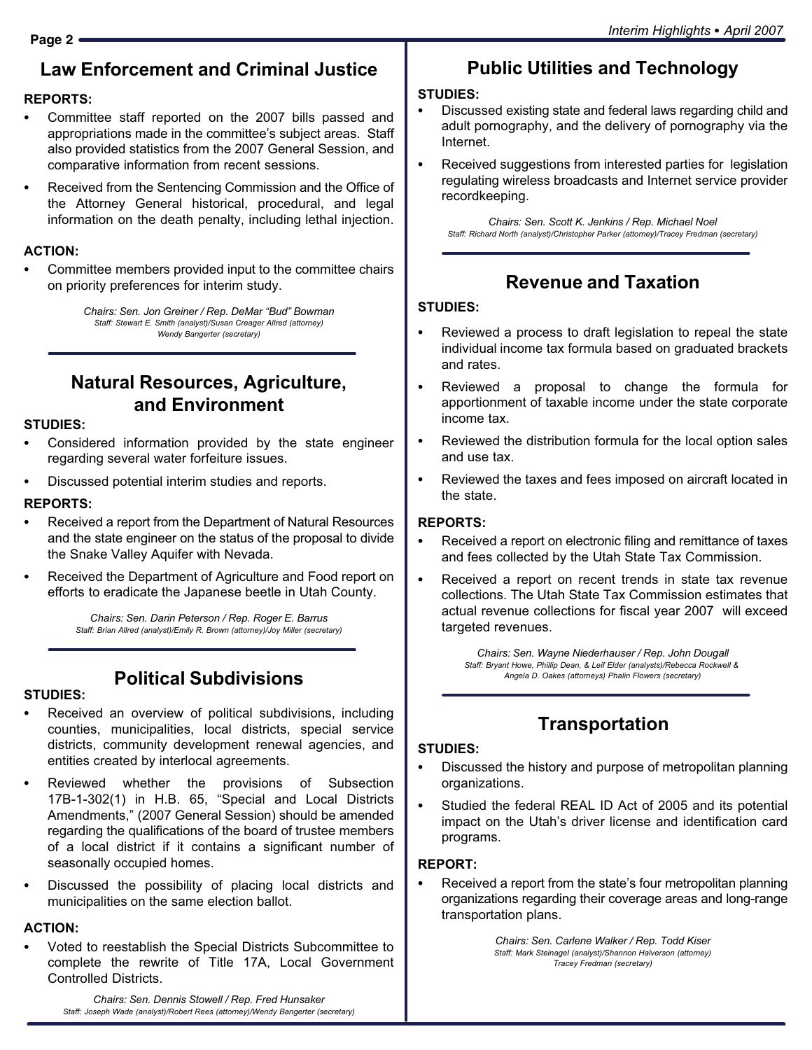## Law Enforcement and Criminal Justice

**REPORTS:**

- Committee staff reported on the 2007 bills passed and appropriations made in the committee's subject areas. Staff also provided statistics from the 2007 General Session, and comparative information from recent sessions.
- Received from the Sentencing Commission and the Office of the Attorney General historical, procedural, and legal information on the death penalty, including lethal injection.

**ACTION:**

- Committee members provided input to the committee chairs on priority preferences for interim study.

*Chairs: Sen. Jon Greiner / Rep. DeMar "Bud" Bowman*
*Staff: Stewart E. Smith (analyst)/Susan Creager Allred (attorney)*
*Wendy Bangerter (secretary)*

## Natural Resources, Agriculture, and Environment

**STUDIES:**

- Considered information provided by the state engineer regarding several water forfeiture issues.
- Discussed potential interim studies and reports.

**REPORTS:**

- Received a report from the Department of Natural Resources and the state engineer on the status of the proposal to divide the Snake Valley Aquifer with Nevada.
- Received the Department of Agriculture and Food report on efforts to eradicate the Japanese beetle in Utah County.

*Chairs: Sen. Darin Peterson / Rep. Roger E. Barrus*
*Staff: Brian Allred (analyst)/Emily R. Brown (attorney)/Joy Miller (secretary)*

## Political Subdivisions

**STUDIES:**

- Received an overview of political subdivisions, including counties, municipalities, local districts, special service districts, community development renewal agencies, and entities created by interlocal agreements.
- Reviewed whether the provisions of Subsection 17B-1-302(1) in H.B. 65, "Special and Local Districts Amendments," (2007 General Session) should be amended regarding the qualifications of the board of trustee members of a local district if it contains a significant number of seasonally occupied homes.
- Discussed the possibility of placing local districts and municipalities on the same election ballot.

**ACTION:**

- Voted to reestablish the Special Districts Subcommittee to complete the rewrite of Title 17A, Local Government Controlled Districts.

*Chairs: Sen. Dennis Stowell / Rep. Fred Hunsaker*
*Staff: Joseph Wade (analyst)/Robert Rees (attorney)/Wendy Bangerter (secretary)*

## Public Utilities and Technology

**STUDIES:**

- Discussed existing state and federal laws regarding child and adult pornography, and the delivery of pornography via the Internet.
- Received suggestions from interested parties for legislation regulating wireless broadcasts and Internet service provider recordkeeping.

*Chairs: Sen. Scott K. Jenkins / Rep. Michael Noel*
*Staff: Richard North (analyst)/Christopher Parker (attorney)/Tracey Fredman (secretary)*

## Revenue and Taxation

**STUDIES:**

- Reviewed a process to draft legislation to repeal the state individual income tax formula based on graduated brackets and rates.
- Reviewed a proposal to change the formula for apportionment of taxable income under the state corporate income tax.
- Reviewed the distribution formula for the local option sales and use tax.
- Reviewed the taxes and fees imposed on aircraft located in the state.

**REPORTS:**

- Received a report on electronic filing and remittance of taxes and fees collected by the Utah State Tax Commission.
- Received a report on recent trends in state tax revenue collections. The Utah State Tax Commission estimates that actual revenue collections for fiscal year 2007 will exceed targeted revenues.

*Chairs: Sen. Wayne Niederhauser / Rep. John Dougall*
*Staff: Bryant Howe, Phillip Dean, & Leif Elder (analysts)/Rebecca Rockwell & Angela D. Oakes (attorneys) Phalin Flowers (secretary)*

## Transportation

**STUDIES:**

- Discussed the history and purpose of metropolitan planning organizations.
- Studied the federal REAL ID Act of 2005 and its potential impact on the Utah's driver license and identification card programs.

**REPORT:**

- Received a report from the state's four metropolitan planning organizations regarding their coverage areas and long-range transportation plans.

*Chairs: Sen. Carlene Walker / Rep. Todd Kiser*
*Staff: Mark Steinagel (analyst)/Shannon Halverson (attorney)*
*Tracey Fredman (secretary)*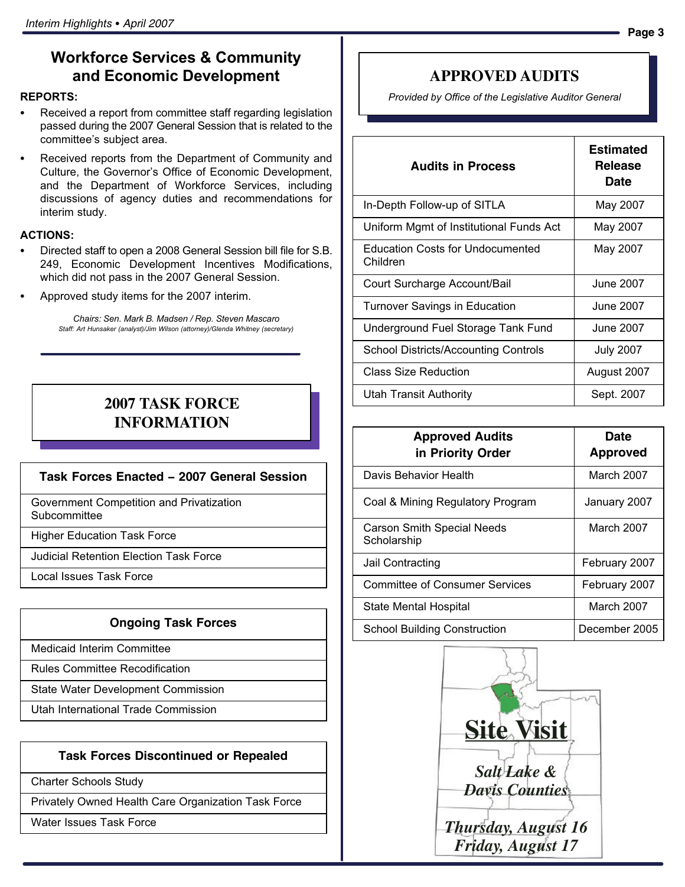## Workforce Services & Community and Economic Development

**REPORTS:**

- Received a report from committee staff regarding legislation passed during the 2007 General Session that is related to the committee's subject area.
- Received reports from the Department of Community and Culture, the Governor's Office of Economic Development, and the Department of Workforce Services, including discussions of agency duties and recommendations for interim study.

**ACTIONS:**

- Directed staff to open a 2008 General Session bill file for S.B. 249, Economic Development Incentives Modifications, which did not pass in the 2007 General Session.
- Approved study items for the 2007 interim.

*Chairs: Sen. Mark B. Madsen / Rep. Steven Mascaro*
*Staff: Art Hunsaker (analyst)/Jim Wilson (attorney)/Glenda Whitney (secretary)*

## 2007 TASK FORCE INFORMATION

| Task Forces Enacted – 2007 General Session |
|---|
| Government Competition and Privatization Subcommittee |
| Higher Education Task Force |
| Judicial Retention Election Task Force |
| Local Issues Task Force |

| Ongoing Task Forces |
|---|
| Medicaid Interim Committee |
| Rules Committee Recodification |
| State Water Development Commission |
| Utah International Trade Commission |

| Task Forces Discontinued or Repealed |
|---|
| Charter Schools Study |
| Privately Owned Health Care Organization Task Force |
| Water Issues Task Force |

## APPROVED AUDITS

*Provided by Office of the Legislative Auditor General*

| Audits in Process | Estimated Release Date |
|---|---|
| In-Depth Follow-up of SITLA | May 2007 |
| Uniform Mgmt of Institutional Funds Act | May 2007 |
| Education Costs for Undocumented Children | May 2007 |
| Court Surcharge Account/Bail | June 2007 |
| Turnover Savings in Education | June 2007 |
| Underground Fuel Storage Tank Fund | June 2007 |
| School Districts/Accounting Controls | July 2007 |
| Class Size Reduction | August 2007 |
| Utah Transit Authority | Sept. 2007 |

| Approved Audits in Priority Order | Date Approved |
|---|---|
| Davis Behavior Health | March 2007 |
| Coal & Mining Regulatory Program | January 2007 |
| Carson Smith Special Needs Scholarship | March 2007 |
| Jail Contracting | February 2007 |
| Committee of Consumer Services | February 2007 |
| State Mental Hospital | March 2007 |
| School Building Construction | December 2005 |

## Site Visit

***Salt Lake & Davis Counties***

***Thursday, August 16***
***Friday, August 17***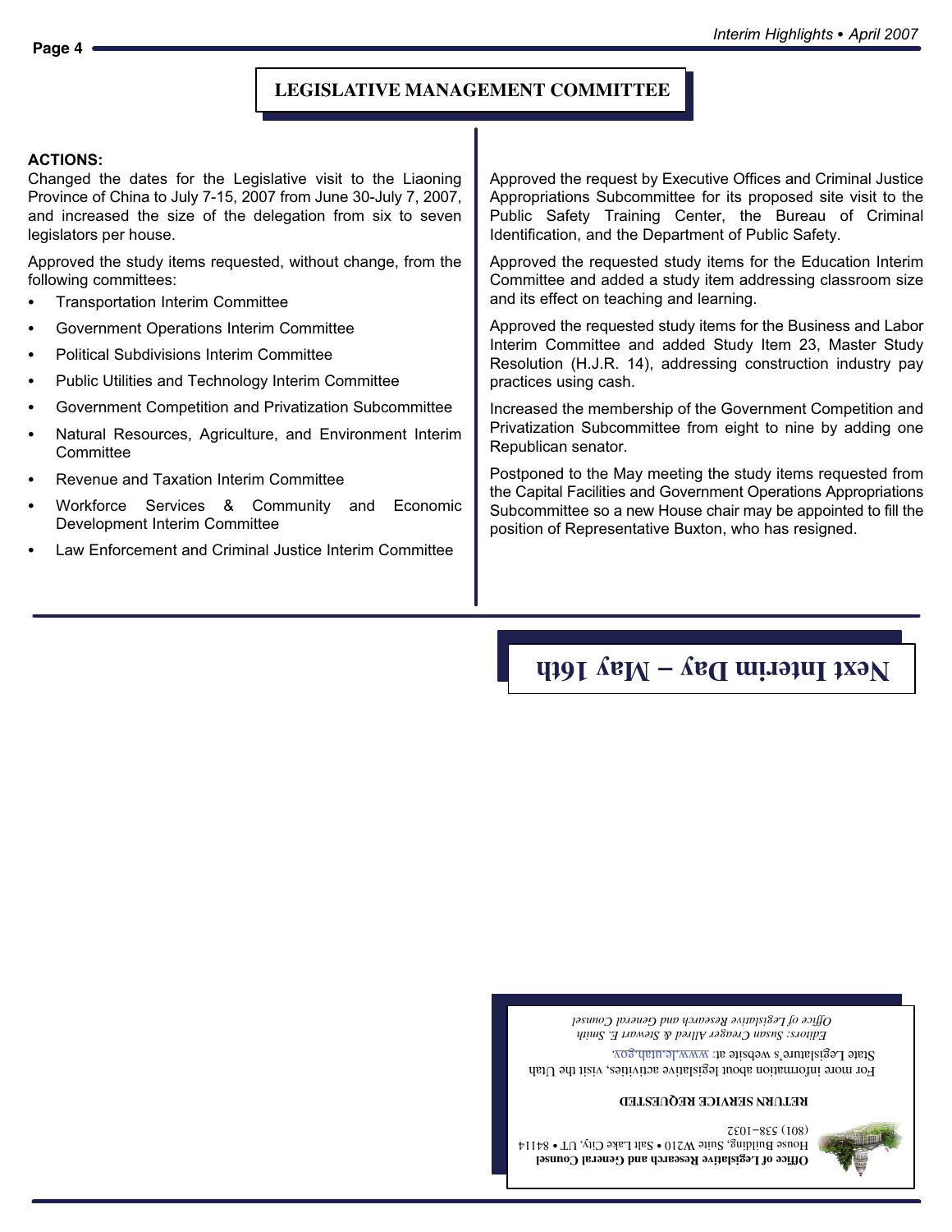## LEGISLATIVE MANAGEMENT COMMITTEE

**ACTIONS:**

Changed the dates for the Legislative visit to the Liaoning Province of China to July 7-15, 2007 from June 30-July 7, 2007, and increased the size of the delegation from six to seven legislators per house.

Approved the study items requested, without change, from the following committees:

- Transportation Interim Committee
- Government Operations Interim Committee
- Political Subdivisions Interim Committee
- Public Utilities and Technology Interim Committee
- Government Competition and Privatization Subcommittee
- Natural Resources, Agriculture, and Environment Interim Committee
- Revenue and Taxation Interim Committee
- Workforce Services & Community and Economic Development Interim Committee
- Law Enforcement and Criminal Justice Interim Committee

Approved the request by Executive Offices and Criminal Justice Appropriations Subcommittee for its proposed site visit to the Public Safety Training Center, the Bureau of Criminal Identification, and the Department of Public Safety.

Approved the requested study items for the Education Interim Committee and added a study item addressing classroom size and its effect on teaching and learning.

Approved the requested study items for the Business and Labor Interim Committee and added Study Item 23, Master Study Resolution (H.J.R. 14), addressing construction industry pay practices using cash.

Increased the membership of the Government Competition and Privatization Subcommittee from eight to nine by adding one Republican senator.

Postponed to the May meeting the study items requested from the Capital Facilities and Government Operations Appropriations Subcommittee so a new House chair may be appointed to fill the position of Representative Buxton, who has resigned.

**Next Interim Day – May 16th**

**Office of Legislative Research and General Counsel**
House Building, Suite W210 • Salt Lake City, UT • 84114
(801) 538-1032

**RETURN SERVICE REQUESTED**

For more information about legislative activities, visit the Utah State Legislature's website at: www.le.utah.gov.

*Editors: Susan Creager Allred & Stewart E. Smith*
*Office of Legislative Research and General Counsel*